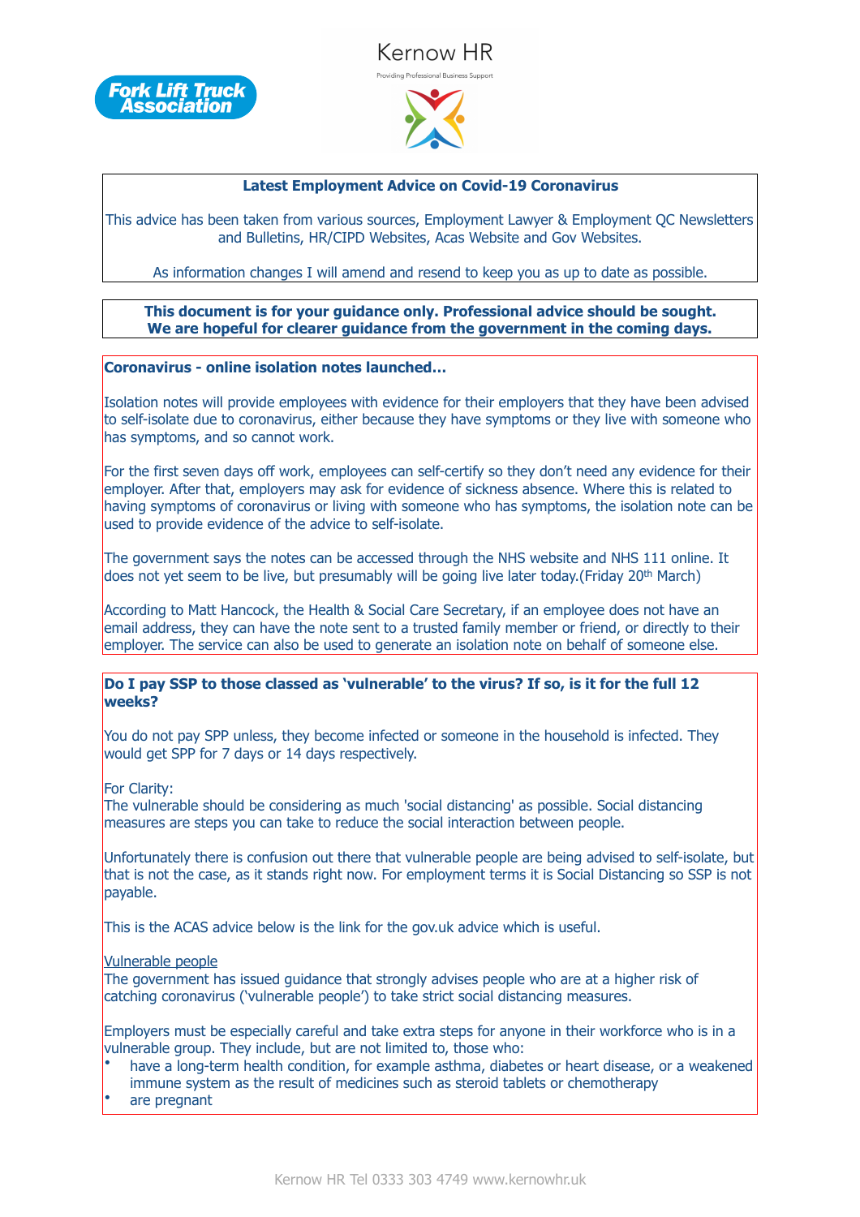Fork Lift Truck Association

Kernow HR

Providing Professional Business Support

**Latest Employment Advice on Covid-19 Coronavirus**

This advice has been taken from various sources, Employment Lawyer & Employment QC Newsletters and Bulletins, HR/CIPD Websites, Acas Website and Gov Websites.

As information changes I will amend and resend to keep you as up to date as possible.

**This document is for your guidance only. Professional advice should be sought.**
**We are hopeful for clearer guidance from the government in the coming days.**

**Coronavirus - online isolation notes launched…**

Isolation notes will provide employees with evidence for their employers that they have been advised to self-isolate due to coronavirus, either because they have symptoms or they live with someone who has symptoms, and so cannot work.

For the first seven days off work, employees can self-certify so they don't need any evidence for their employer. After that, employers may ask for evidence of sickness absence. Where this is related to having symptoms of coronavirus or living with someone who has symptoms, the isolation note can be used to provide evidence of the advice to self-isolate.

The government says the notes can be accessed through the NHS website and NHS 111 online. It does not yet seem to be live, but presumably will be going live later today.(Friday 20th March)

According to Matt Hancock, the Health & Social Care Secretary, if an employee does not have an email address, they can have the note sent to a trusted family member or friend, or directly to their employer. The service can also be used to generate an isolation note on behalf of someone else.

**Do I pay SSP to those classed as 'vulnerable' to the virus? If so, is it for the full 12 weeks?**

You do not pay SPP unless, they become infected or someone in the household is infected. They would get SPP for 7 days or 14 days respectively.

For Clarity:
The vulnerable should be considering as much 'social distancing' as possible. Social distancing measures are steps you can take to reduce the social interaction between people.

Unfortunately there is confusion out there that vulnerable people are being advised to self-isolate, but that is not the case, as it stands right now. For employment terms it is Social Distancing so SSP is not payable.

This is the ACAS advice below is the link for the gov.uk advice which is useful.

Vulnerable people
The government has issued guidance that strongly advises people who are at a higher risk of catching coronavirus ('vulnerable people') to take strict social distancing measures.

Employers must be especially careful and take extra steps for anyone in their workforce who is in a vulnerable group. They include, but are not limited to, those who:

- have a long-term health condition, for example asthma, diabetes or heart disease, or a weakened immune system as the result of medicines such as steroid tablets or chemotherapy
- are pregnant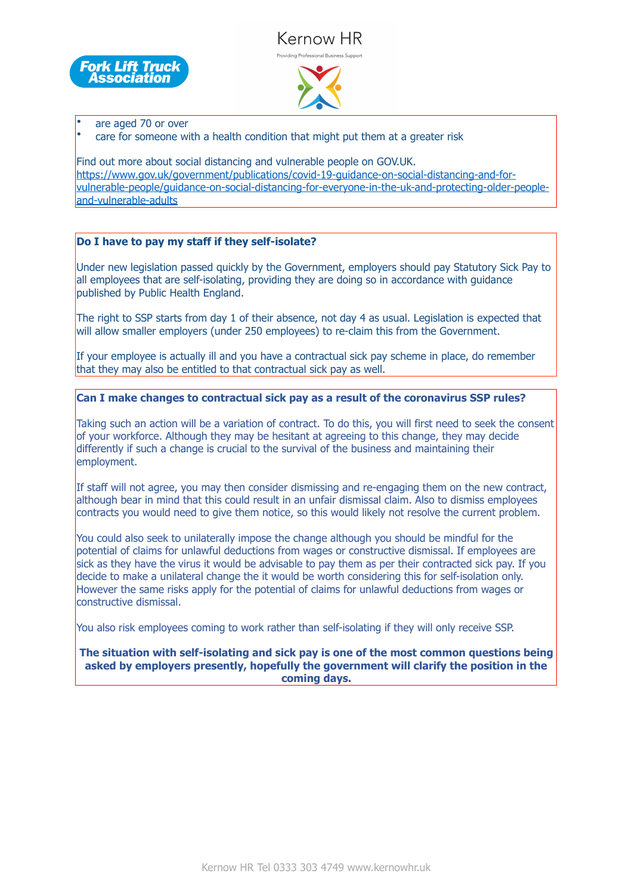- are aged 70 or over
- care for someone with a health condition that might put them at a greater risk

Find out more about social distancing and vulnerable people on GOV.UK. https://www.gov.uk/government/publications/covid-19-guidance-on-social-distancing-and-for-vulnerable-people/guidance-on-social-distancing-for-everyone-in-the-uk-and-protecting-older-people-and-vulnerable-adults

**Do I have to pay my staff if they self-isolate?**

Under new legislation passed quickly by the Government, employers should pay Statutory Sick Pay to all employees that are self-isolating, providing they are doing so in accordance with guidance published by Public Health England.

The right to SSP starts from day 1 of their absence, not day 4 as usual. Legislation is expected that will allow smaller employers (under 250 employees) to re-claim this from the Government.

If your employee is actually ill and you have a contractual sick pay scheme in place, do remember that they may also be entitled to that contractual sick pay as well.

**Can I make changes to contractual sick pay as a result of the coronavirus SSP rules?**

Taking such an action will be a variation of contract. To do this, you will first need to seek the consent of your workforce. Although they may be hesitant at agreeing to this change, they may decide differently if such a change is crucial to the survival of the business and maintaining their employment.

If staff will not agree, you may then consider dismissing and re-engaging them on the new contract, although bear in mind that this could result in an unfair dismissal claim. Also to dismiss employees contracts you would need to give them notice, so this would likely not resolve the current problem.

You could also seek to unilaterally impose the change although you should be mindful for the potential of claims for unlawful deductions from wages or constructive dismissal. If employees are sick as they have the virus it would be advisable to pay them as per their contracted sick pay. If you decide to make a unilateral change the it would be worth considering this for self-isolation only. However the same risks apply for the potential of claims for unlawful deductions from wages or constructive dismissal.

You also risk employees coming to work rather than self-isolating if they will only receive SSP.

**The situation with self-isolating and sick pay is one of the most common questions being asked by employers presently, hopefully the government will clarify the position in the coming days.**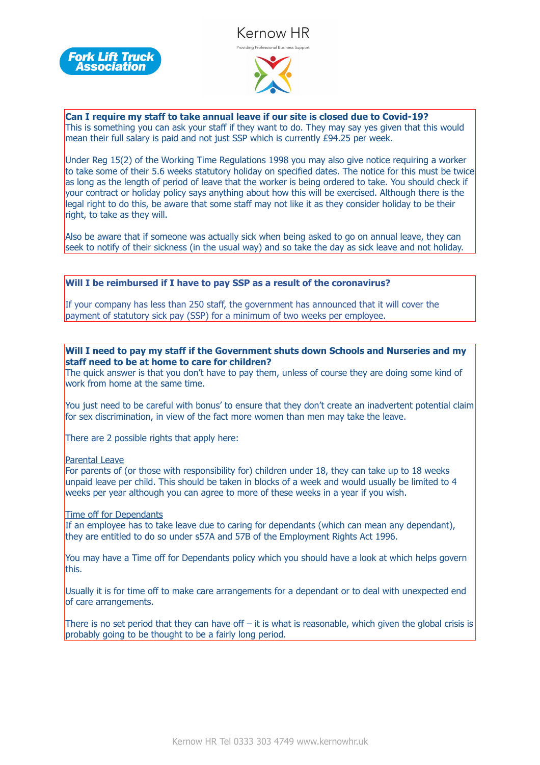**Can I require my staff to take annual leave if our site is closed due to Covid-19?**

This is something you can ask your staff if they want to do. They may say yes given that this would mean their full salary is paid and not just SSP which is currently £94.25 per week.

Under Reg 15(2) of the Working Time Regulations 1998 you may also give notice requiring a worker to take some of their 5.6 weeks statutory holiday on specified dates. The notice for this must be twice as long as the length of period of leave that the worker is being ordered to take. You should check if your contract or holiday policy says anything about how this will be exercised. Although there is the legal right to do this, be aware that some staff may not like it as they consider holiday to be their right, to take as they will.

Also be aware that if someone was actually sick when being asked to go on annual leave, they can seek to notify of their sickness (in the usual way) and so take the day as sick leave and not holiday.

**Will I be reimbursed if I have to pay SSP as a result of the coronavirus?**

If your company has less than 250 staff, the government has announced that it will cover the payment of statutory sick pay (SSP) for a minimum of two weeks per employee.

**Will I need to pay my staff if the Government shuts down Schools and Nurseries and my staff need to be at home to care for children?**

The quick answer is that you don't have to pay them, unless of course they are doing some kind of work from home at the same time.

You just need to be careful with bonus' to ensure that they don't create an inadvertent potential claim for sex discrimination, in view of the fact more women than men may take the leave.

There are 2 possible rights that apply here:

Parental Leave

For parents of (or those with responsibility for) children under 18, they can take up to 18 weeks unpaid leave per child. This should be taken in blocks of a week and would usually be limited to 4 weeks per year although you can agree to more of these weeks in a year if you wish.

Time off for Dependants

If an employee has to take leave due to caring for dependants (which can mean any dependant), they are entitled to do so under s57A and 57B of the Employment Rights Act 1996.

You may have a Time off for Dependants policy which you should have a look at which helps govern this.

Usually it is for time off to make care arrangements for a dependant or to deal with unexpected end of care arrangements.

There is no set period that they can have off – it is what is reasonable, which given the global crisis is probably going to be thought to be a fairly long period.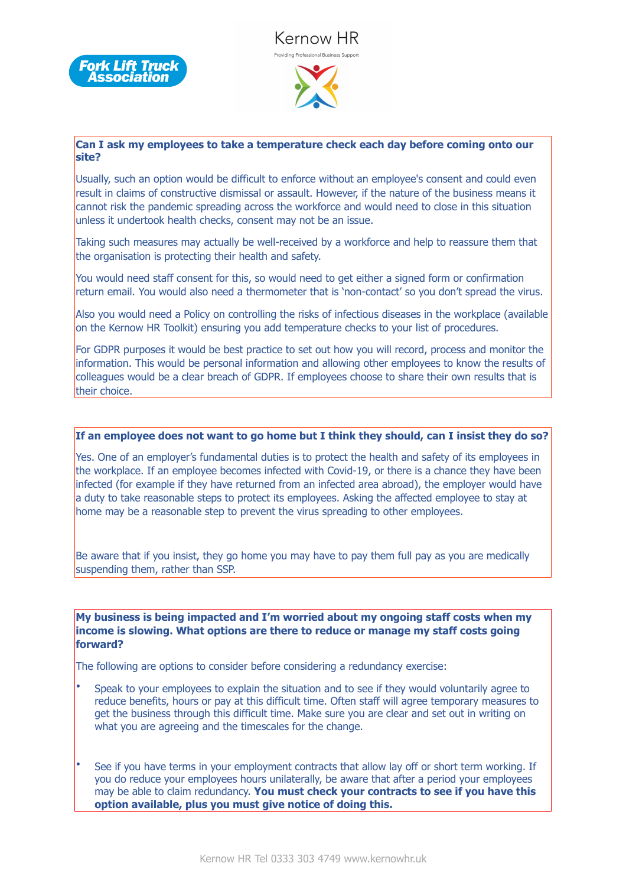### Can I ask my employees to take a temperature check each day before coming onto our site?

Usually, such an option would be difficult to enforce without an employee's consent and could even result in claims of constructive dismissal or assault. However, if the nature of the business means it cannot risk the pandemic spreading across the workforce and would need to close in this situation unless it undertook health checks, consent may not be an issue.

Taking such measures may actually be well-received by a workforce and help to reassure them that the organisation is protecting their health and safety.

You would need staff consent for this, so would need to get either a signed form or confirmation return email. You would also need a thermometer that is 'non-contact' so you don't spread the virus.

Also you would need a Policy on controlling the risks of infectious diseases in the workplace (available on the Kernow HR Toolkit) ensuring you add temperature checks to your list of procedures.

For GDPR purposes it would be best practice to set out how you will record, process and monitor the information. This would be personal information and allowing other employees to know the results of colleagues would be a clear breach of GDPR. If employees choose to share their own results that is their choice.

### If an employee does not want to go home but I think they should, can I insist they do so?

Yes. One of an employer's fundamental duties is to protect the health and safety of its employees in the workplace. If an employee becomes infected with Covid-19, or there is a chance they have been infected (for example if they have returned from an infected area abroad), the employer would have a duty to take reasonable steps to protect its employees. Asking the affected employee to stay at home may be a reasonable step to prevent the virus spreading to other employees.

Be aware that if you insist, they go home you may have to pay them full pay as you are medically suspending them, rather than SSP.

### My business is being impacted and I'm worried about my ongoing staff costs when my income is slowing. What options are there to reduce or manage my staff costs going forward?

The following are options to consider before considering a redundancy exercise:

- Speak to your employees to explain the situation and to see if they would voluntarily agree to reduce benefits, hours or pay at this difficult time. Often staff will agree temporary measures to get the business through this difficult time. Make sure you are clear and set out in writing on what you are agreeing and the timescales for the change.

- See if you have terms in your employment contracts that allow lay off or short term working. If you do reduce your employees hours unilaterally, be aware that after a period your employees may be able to claim redundancy. **You must check your contracts to see if you have this option available, plus you must give notice of doing this.**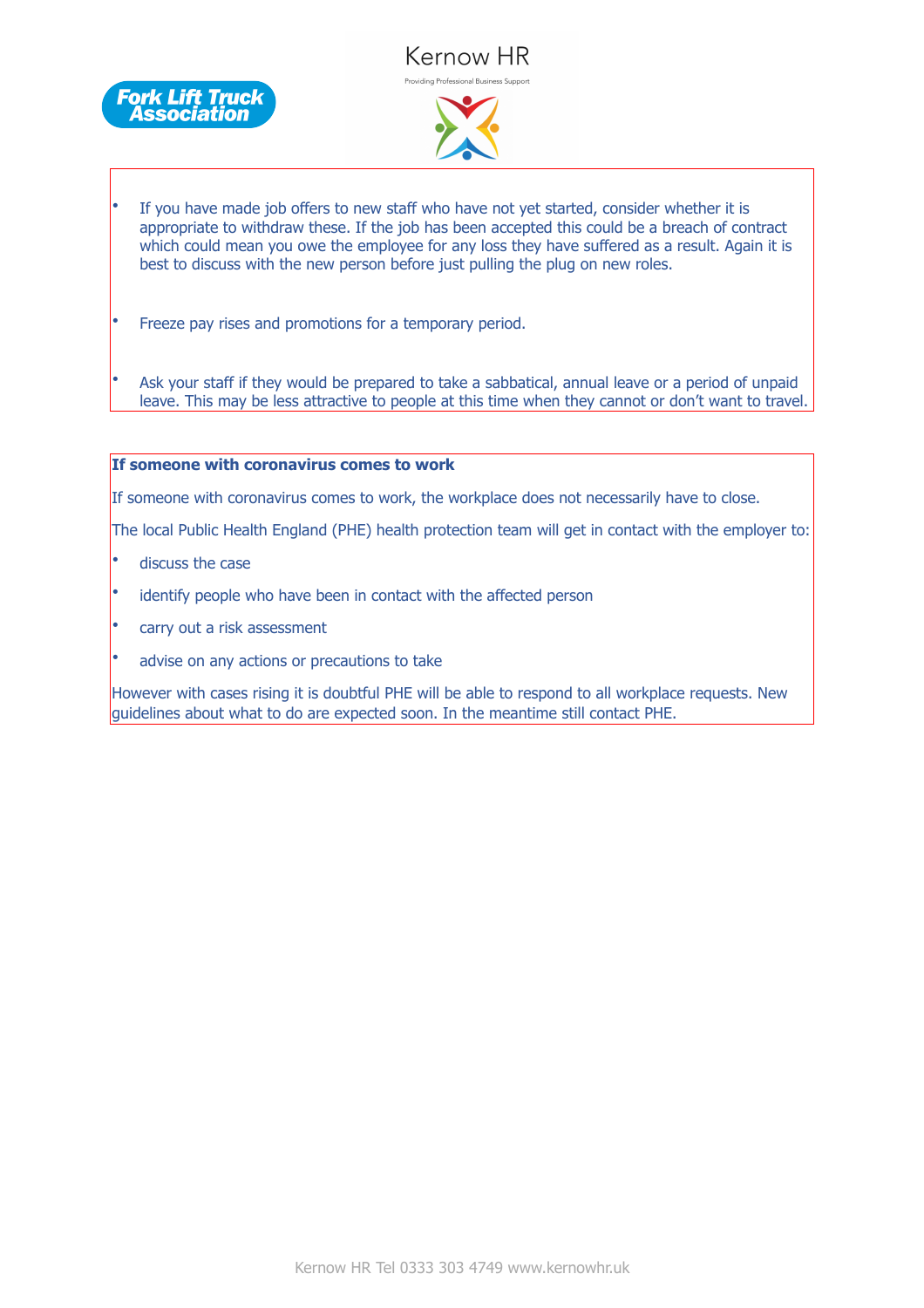- If you have made job offers to new staff who have not yet started, consider whether it is appropriate to withdraw these. If the job has been accepted this could be a breach of contract which could mean you owe the employee for any loss they have suffered as a result. Again it is best to discuss with the new person before just pulling the plug on new roles.

- Freeze pay rises and promotions for a temporary period.

- Ask your staff if they would be prepared to take a sabbatical, annual leave or a period of unpaid leave. This may be less attractive to people at this time when they cannot or don't want to travel.

**If someone with coronavirus comes to work**

If someone with coronavirus comes to work, the workplace does not necessarily have to close.

The local Public Health England (PHE) health protection team will get in contact with the employer to:

- discuss the case
- identify people who have been in contact with the affected person
- carry out a risk assessment
- advise on any actions or precautions to take

However with cases rising it is doubtful PHE will be able to respond to all workplace requests. New guidelines about what to do are expected soon. In the meantime still contact PHE.